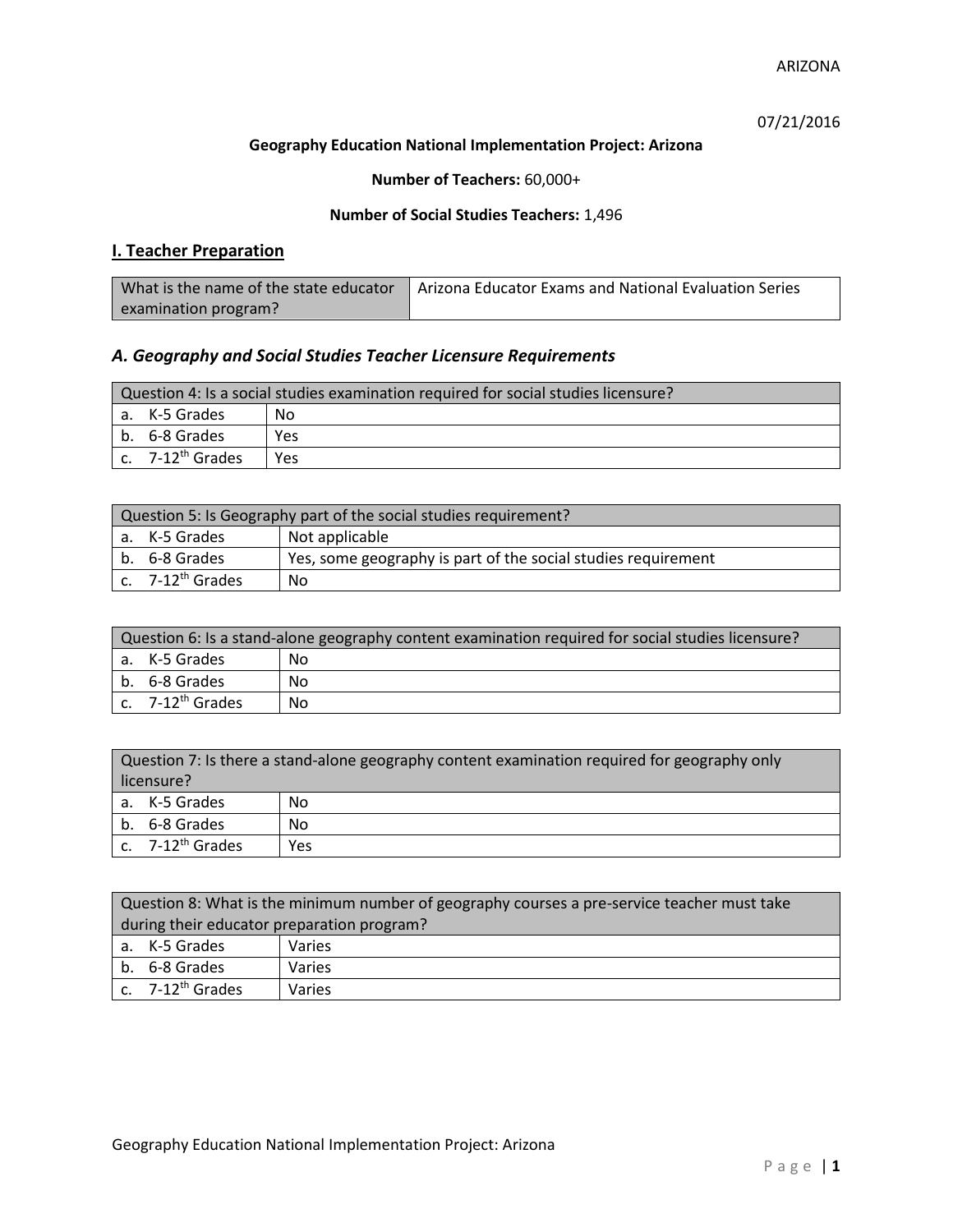ARIZONA

07/21/2016

**Geography Education National Implementation Project: Arizona**

**Number of Teachers:** 60,000+

**Number of Social Studies Teachers:** 1,496

## I. Teacher Preparation

| What is the name of the state educator examination program? | Arizona Educator Exams and National Evaluation Series |
|---|---|

### *A. Geography and Social Studies Teacher Licensure Requirements*

| Question 4: Is a social studies examination required for social studies licensure? | |
|---|---|
| a. K-5 Grades | No |
| b. 6-8 Grades | Yes |
| c. 7-12th Grades | Yes |

| Question 5: Is Geography part of the social studies requirement? | |
|---|---|
| a. K-5 Grades | Not applicable |
| b. 6-8 Grades | Yes, some geography is part of the social studies requirement |
| c. 7-12th Grades | No |

| Question 6: Is a stand-alone geography content examination required for social studies licensure? | |
|---|---|
| a. K-5 Grades | No |
| b. 6-8 Grades | No |
| c. 7-12th Grades | No |

| Question 7: Is there a stand-alone geography content examination required for geography only licensure? | |
|---|---|
| a. K-5 Grades | No |
| b. 6-8 Grades | No |
| c. 7-12th Grades | Yes |

| Question 8: What is the minimum number of geography courses a pre-service teacher must take during their educator preparation program? | |
|---|---|
| a. K-5 Grades | Varies |
| b. 6-8 Grades | Varies |
| c. 7-12th Grades | Varies |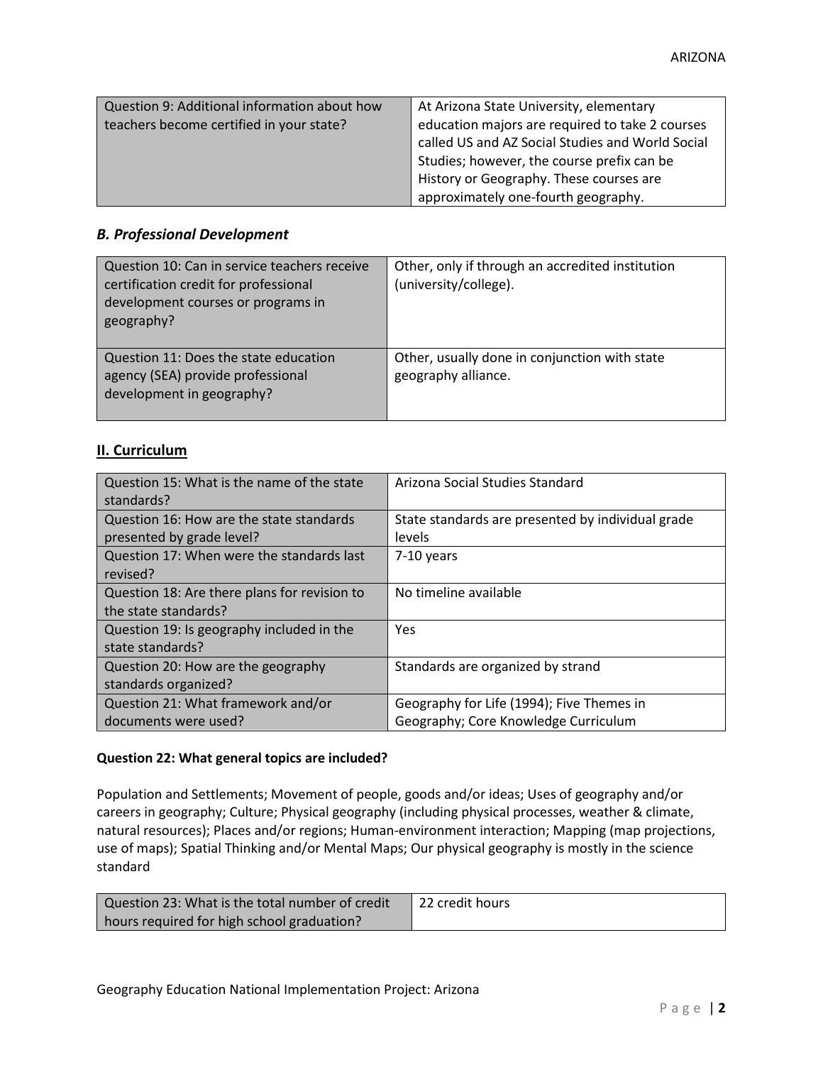| Question 9: Additional information about how teachers become certified in your state? | At Arizona State University, elementary education majors are required to take 2 courses called US and AZ Social Studies and World Social Studies; however, the course prefix can be History or Geography. These courses are approximately one-fourth geography. |
|---|---|

### *B. Professional Development*

| Question 10: Can in service teachers receive certification credit for professional development courses or programs in geography? | Other, only if through an accredited institution (university/college). |
|---|---|
| Question 11: Does the state education agency (SEA) provide professional development in geography? | Other, usually done in conjunction with state geography alliance. |

## II. Curriculum

| Question 15: What is the name of the state standards? | Arizona Social Studies Standard |
|---|---|
| Question 16: How are the state standards presented by grade level? | State standards are presented by individual grade levels |
| Question 17: When were the standards last revised? | 7-10 years |
| Question 18: Are there plans for revision to the state standards? | No timeline available |
| Question 19: Is geography included in the state standards? | Yes |
| Question 20: How are the geography standards organized? | Standards are organized by strand |
| Question 21: What framework and/or documents were used? | Geography for Life (1994); Five Themes in Geography; Core Knowledge Curriculum |

**Question 22: What general topics are included?**

Population and Settlements; Movement of people, goods and/or ideas; Uses of geography and/or careers in geography; Culture; Physical geography (including physical processes, weather & climate, natural resources); Places and/or regions; Human-environment interaction; Mapping (map projections, use of maps); Spatial Thinking and/or Mental Maps; Our physical geography is mostly in the science standard

| Question 23: What is the total number of credit hours required for high school graduation? | 22 credit hours |
|---|---|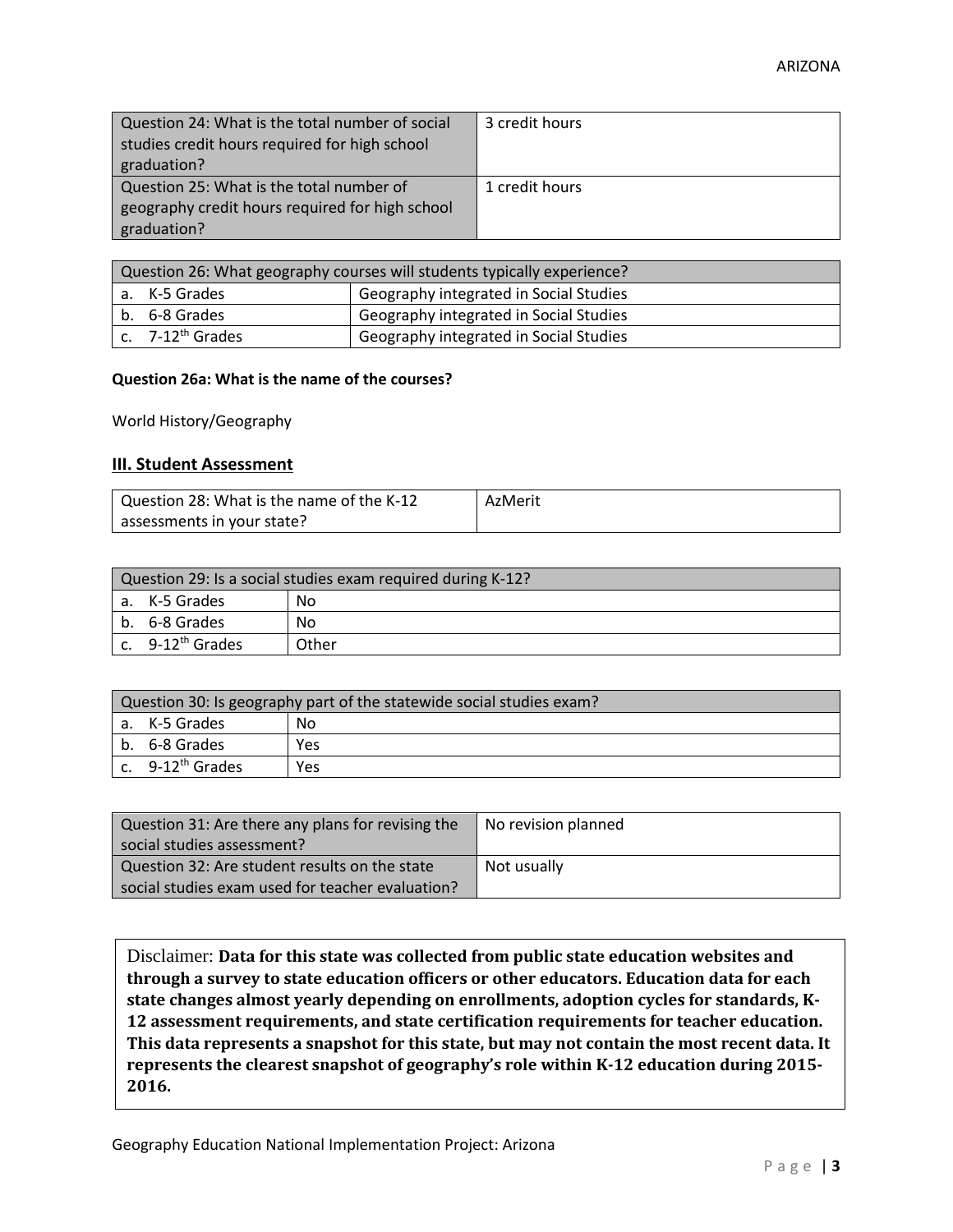| | |
|---|---|
| Question 24: What is the total number of social studies credit hours required for high school graduation? | 3 credit hours |
| Question 25: What is the total number of geography credit hours required for high school graduation? | 1 credit hours |

| Question 26: What geography courses will students typically experience? | |
|---|---|
| a. K-5 Grades | Geography integrated in Social Studies |
| b. 6-8 Grades | Geography integrated in Social Studies |
| c. 7-12th Grades | Geography integrated in Social Studies |

**Question 26a: What is the name of the courses?**

World History/Geography

## III. Student Assessment

| | |
|---|---|
| Question 28: What is the name of the K-12 assessments in your state? | AzMerit |

| Question 29: Is a social studies exam required during K-12? | |
|---|---|
| a. K-5 Grades | No |
| b. 6-8 Grades | No |
| c. 9-12th Grades | Other |

| Question 30: Is geography part of the statewide social studies exam? | |
|---|---|
| a. K-5 Grades | No |
| b. 6-8 Grades | Yes |
| c. 9-12th Grades | Yes |

| | |
|---|---|
| Question 31: Are there any plans for revising the social studies assessment? | No revision planned |
| Question 32: Are student results on the state social studies exam used for teacher evaluation? | Not usually |

Disclaimer: **Data for this state was collected from public state education websites and through a survey to state education officers or other educators. Education data for each state changes almost yearly depending on enrollments, adoption cycles for standards, K-12 assessment requirements, and state certification requirements for teacher education. This data represents a snapshot for this state, but may not contain the most recent data. It represents the clearest snapshot of geography's role within K-12 education during 2015-2016.**